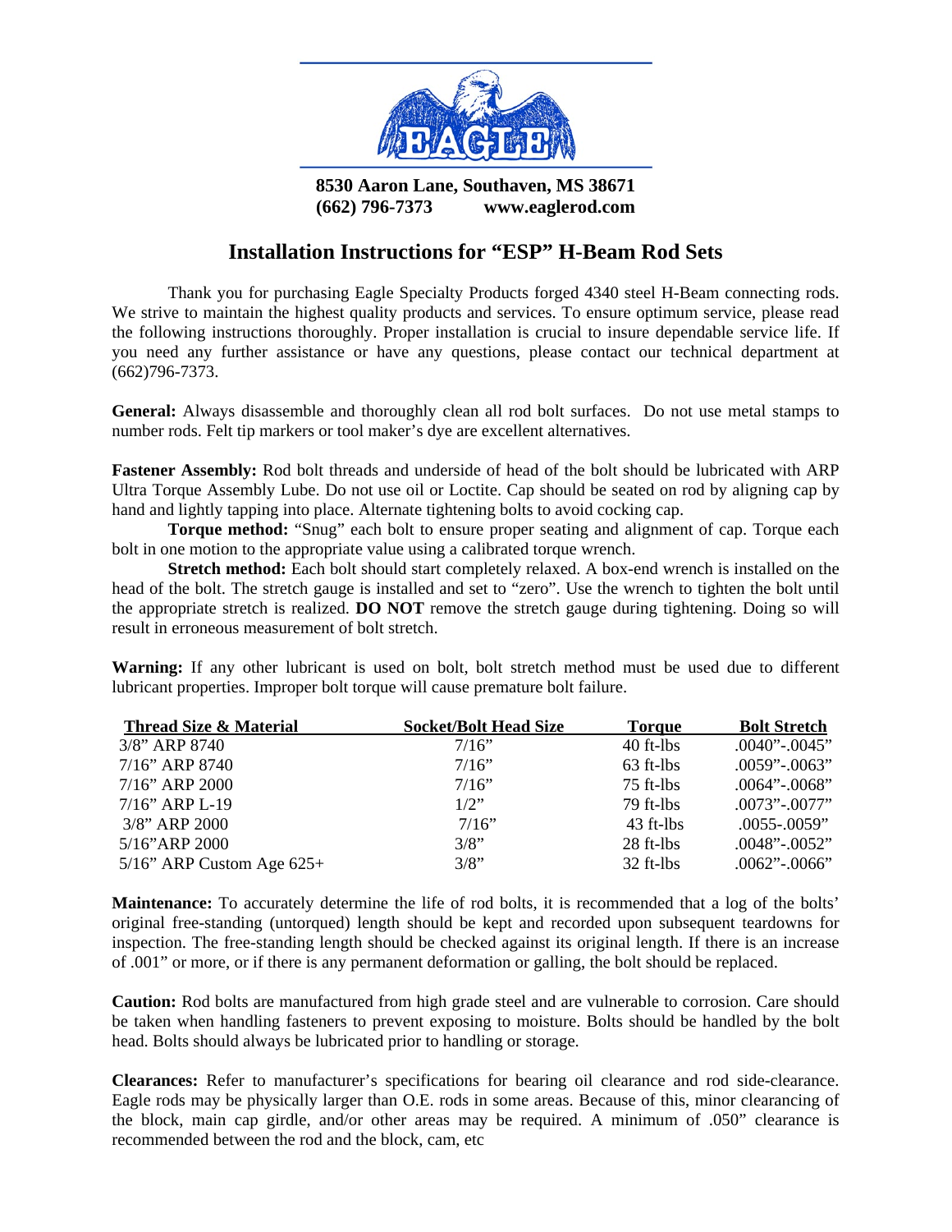**EAGLE**

**8530 Aaron Lane, Southaven, MS 38671**
**(662) 796-7373 www.eaglerod.com**

# Installation Instructions for "ESP" H-Beam Rod Sets

Thank you for purchasing Eagle Specialty Products forged 4340 steel H-Beam connecting rods. We strive to maintain the highest quality products and services. To ensure optimum service, please read the following instructions thoroughly. Proper installation is crucial to insure dependable service life. If you need any further assistance or have any questions, please contact our technical department at (662)796-7373.

**General:** Always disassemble and thoroughly clean all rod bolt surfaces. Do not use metal stamps to number rods. Felt tip markers or tool maker's dye are excellent alternatives.

**Fastener Assembly:** Rod bolt threads and underside of head of the bolt should be lubricated with ARP Ultra Torque Assembly Lube. Do not use oil or Loctite. Cap should be seated on rod by aligning cap by hand and lightly tapping into place. Alternate tightening bolts to avoid cocking cap.

**Torque method:** "Snug" each bolt to ensure proper seating and alignment of cap. Torque each bolt in one motion to the appropriate value using a calibrated torque wrench.

**Stretch method:** Each bolt should start completely relaxed. A box-end wrench is installed on the head of the bolt. The stretch gauge is installed and set to "zero". Use the wrench to tighten the bolt until the appropriate stretch is realized. **DO NOT** remove the stretch gauge during tightening. Doing so will result in erroneous measurement of bolt stretch.

**Warning:** If any other lubricant is used on bolt, bolt stretch method must be used due to different lubricant properties. Improper bolt torque will cause premature bolt failure.

| Thread Size & Material | Socket/Bolt Head Size | Torque | Bolt Stretch |
|---|---|---|---|
| 3/8" ARP 8740 | 7/16" | 40 ft-lbs | .0040"-.0045" |
| 7/16" ARP 8740 | 7/16" | 63 ft-lbs | .0059"-.0063" |
| 7/16" ARP 2000 | 7/16" | 75 ft-lbs | .0064"-.0068" |
| 7/16" ARP L-19 | 1/2" | 79 ft-lbs | .0073"-.0077" |
| 3/8" ARP 2000 | 7/16" | 43 ft-lbs | .0055-.0059" |
| 5/16"ARP 2000 | 3/8" | 28 ft-lbs | .0048"-.0052" |
| 5/16" ARP Custom Age 625+ | 3/8" | 32 ft-lbs | .0062"-.0066" |

**Maintenance:** To accurately determine the life of rod bolts, it is recommended that a log of the bolts' original free-standing (untorqued) length should be kept and recorded upon subsequent teardowns for inspection. The free-standing length should be checked against its original length. If there is an increase of .001" or more, or if there is any permanent deformation or galling, the bolt should be replaced.

**Caution:** Rod bolts are manufactured from high grade steel and are vulnerable to corrosion. Care should be taken when handling fasteners to prevent exposing to moisture. Bolts should be handled by the bolt head. Bolts should always be lubricated prior to handling or storage.

**Clearances:** Refer to manufacturer's specifications for bearing oil clearance and rod side-clearance. Eagle rods may be physically larger than O.E. rods in some areas. Because of this, minor clearancing of the block, main cap girdle, and/or other areas may be required. A minimum of .050" clearance is recommended between the rod and the block, cam, etc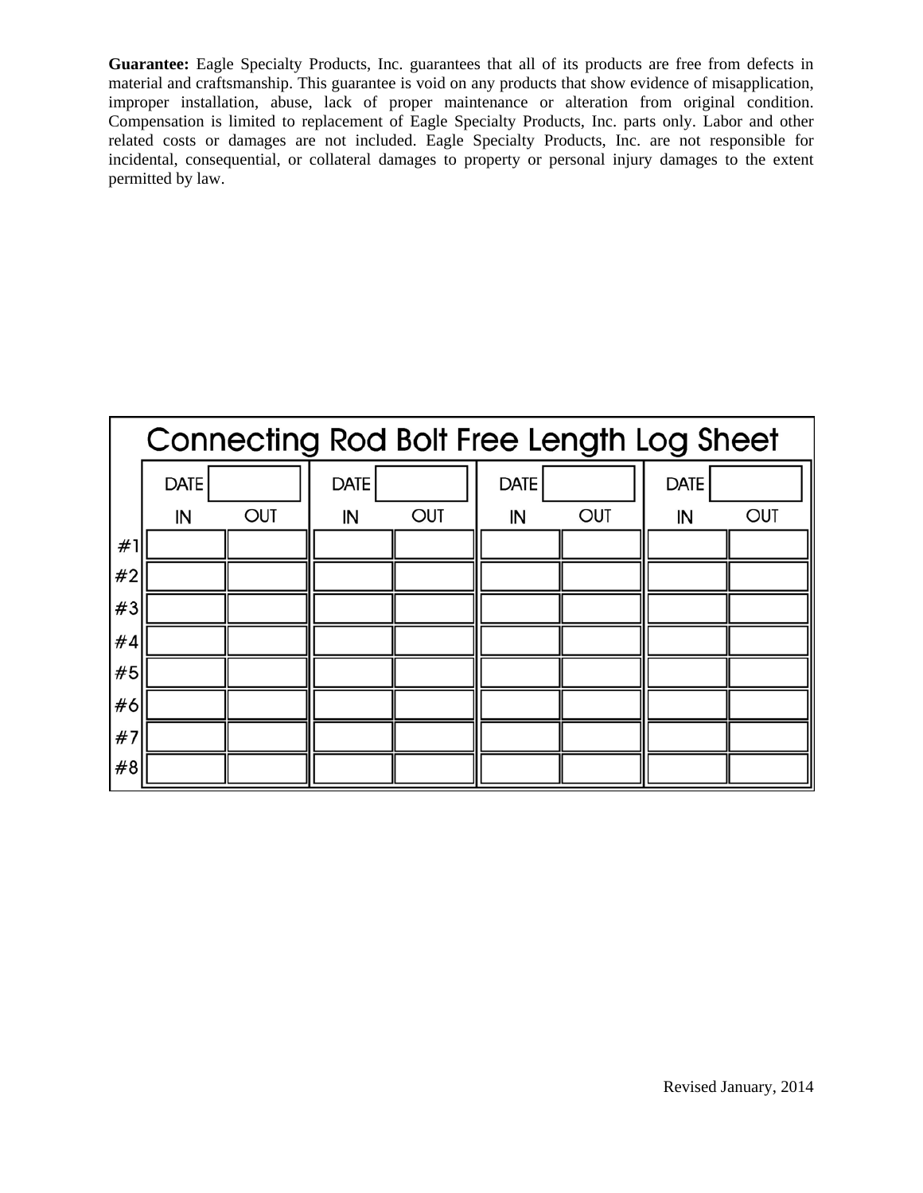**Guarantee:** Eagle Specialty Products, Inc. guarantees that all of its products are free from defects in material and craftsmanship. This guarantee is void on any products that show evidence of misapplication, improper installation, abuse, lack of proper maintenance or alteration from original condition. Compensation is limited to replacement of Eagle Specialty Products, Inc. parts only. Labor and other related costs or damages are not included. Eagle Specialty Products, Inc. are not responsible for incidental, consequential, or collateral damages to property or personal injury damages to the extent permitted by law.

## Connecting Rod Bolt Free Length Log Sheet

| | DATE | | DATE | | DATE | | DATE | |
|---|---|---|---|---|---|---|---|---|
| | IN | OUT | IN | OUT | IN | OUT | IN | OUT |
| #1 | | | | | | | | |
| #2 | | | | | | | | |
| #3 | | | | | | | | |
| #4 | | | | | | | | |
| #5 | | | | | | | | |
| #6 | | | | | | | | |
| #7 | | | | | | | | |
| #8 | | | | | | | | |

Revised January, 2014